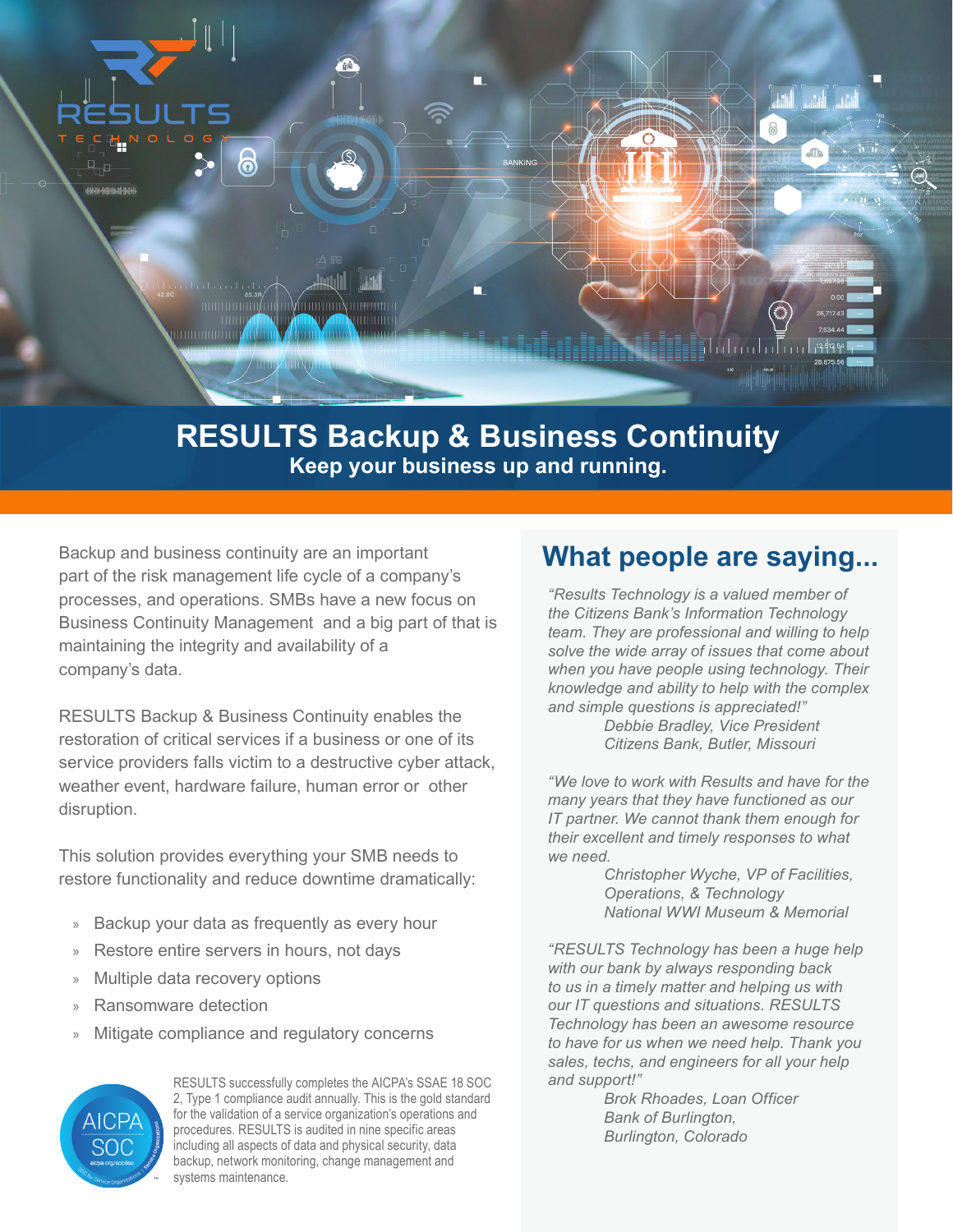# RESULTS Backup & Business Continuity

**Keep your business up and running.**

Backup and business continuity are an important part of the risk management life cycle of a company's processes, and operations. SMBs have a new focus on Business Continuity Management and a big part of that is maintaining the integrity and availability of a company's data.

RESULTS Backup & Business Continuity enables the restoration of critical services if a business or one of its service providers falls victim to a destructive cyber attack, weather event, hardware failure, human error or other disruption.

This solution provides everything your SMB needs to restore functionality and reduce downtime dramatically:

- Backup your data as frequently as every hour
- Restore entire servers in hours, not days
- Multiple data recovery options
- Ransomware detection
- Mitigate compliance and regulatory concerns

RESULTS successfully completes the AICPA's SSAE 18 SOC 2, Type 1 compliance audit annually. This is the gold standard for the validation of a service organization's operations and procedures. RESULTS is audited in nine specific areas including all aspects of data and physical security, data backup, network monitoring, change management and systems maintenance.

## What people are saying...

*"Results Technology is a valued member of the Citizens Bank's Information Technology team. They are professional and willing to help solve the wide array of issues that come about when you have people using technology. Their knowledge and ability to help with the complex and simple questions is appreciated!"*

*Debbie Bradley, Vice President*
*Citizens Bank, Butler, Missouri*

*"We love to work with Results and have for the many years that they have functioned as our IT partner. We cannot thank them enough for their excellent and timely responses to what we need.*

*Christopher Wyche, VP of Facilities, Operations, & Technology*
*National WWI Museum & Memorial*

*"RESULTS Technology has been a huge help with our bank by always responding back to us in a timely matter and helping us with our IT questions and situations. RESULTS Technology has been an awesome resource to have for us when we need help. Thank you sales, techs, and engineers for all your help and support!"*

*Brok Rhoades, Loan Officer*
*Bank of Burlington,*
*Burlington, Colorado*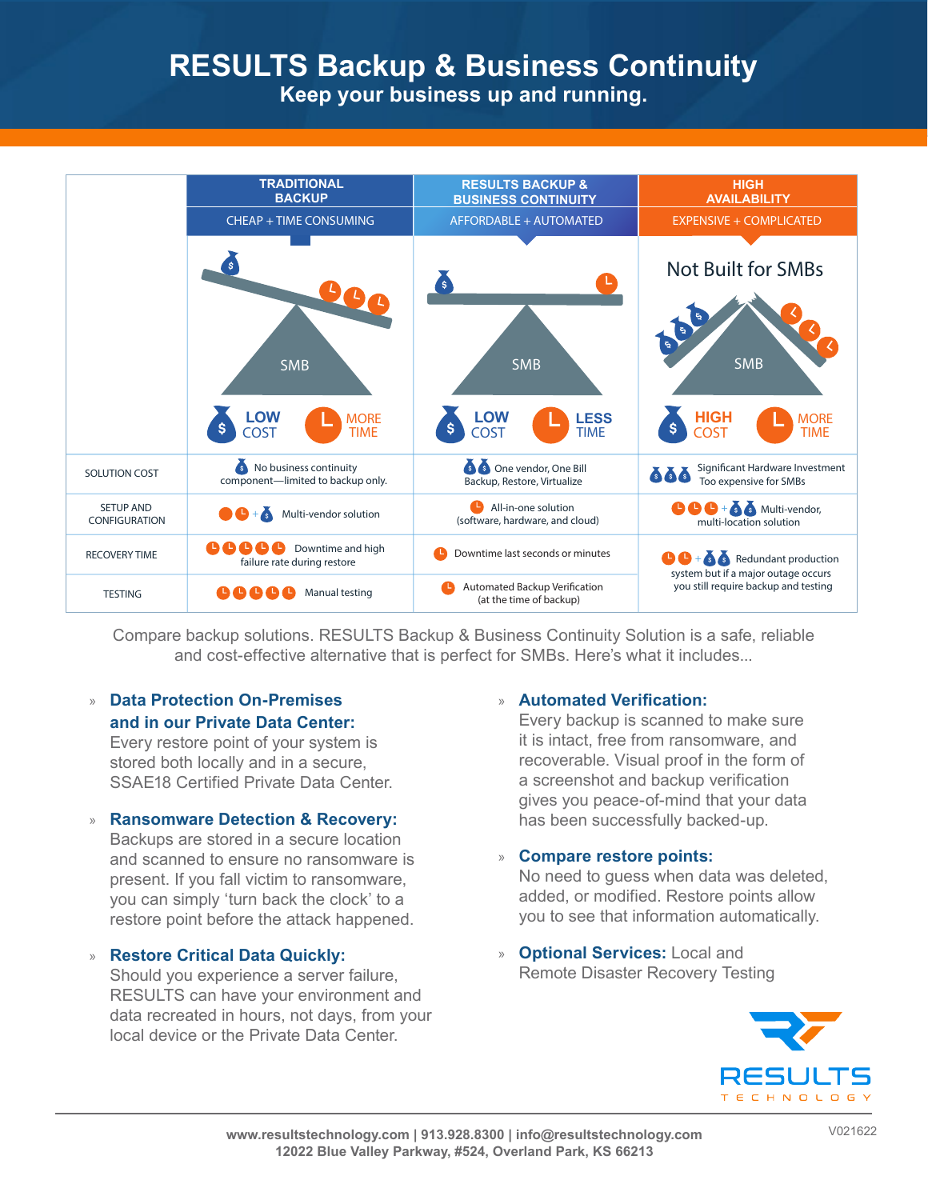# RESULTS Backup & Business Continuity

## Keep your business up and running.

| | TRADITIONAL BACKUP | RESULTS BACKUP & BUSINESS CONTINUITY | HIGH AVAILABILITY |
|---|---|---|---|
| | CHEAP + TIME CONSUMING | AFFORDABLE + AUTOMATED | EXPENSIVE + COMPLICATED |
| | SMB | SMB | Not Built for SMBs<br>SMB |
| | LOW COST / MORE TIME | LOW COST / LESS TIME | HIGH COST / MORE TIME |
| SOLUTION COST | No business continuity component—limited to backup only. | One vendor, One Bill Backup, Restore, Virtualize | Significant Hardware Investment Too expensive for SMBs |
| SETUP AND CONFIGURATION | Multi-vendor solution | All-in-one solution (software, hardware, and cloud) | Multi-vendor, multi-location solution |
| RECOVERY TIME | Downtime and high failure rate during restore | Downtime last seconds or minutes | Redundant production system but if a major outage occurs you still require backup and testing |
| TESTING | Manual testing | Automated Backup Verification (at the time of backup) | |

Compare backup solutions. RESULTS Backup & Business Continuity Solution is a safe, reliable and cost-effective alternative that is perfect for SMBs. Here's what it includes...

- **Data Protection On-Premises and in our Private Data Center:** Every restore point of your system is stored both locally and in a secure, SSAE18 Certified Private Data Center.
- **Ransomware Detection & Recovery:** Backups are stored in a secure location and scanned to ensure no ransomware is present. If you fall victim to ransomware, you can simply 'turn back the clock' to a restore point before the attack happened.
- **Restore Critical Data Quickly:** Should you experience a server failure, RESULTS can have your environment and data recreated in hours, not days, from your local device or the Private Data Center.
- **Automated Verification:** Every backup is scanned to make sure it is intact, free from ransomware, and recoverable. Visual proof in the form of a screenshot and backup verification gives you peace-of-mind that your data has been successfully backed-up.
- **Compare restore points:** No need to guess when data was deleted, added, or modified. Restore points allow you to see that information automatically.
- **Optional Services:** Local and Remote Disaster Recovery Testing

RESULTS TECHNOLOGY

www.resultstechnology.com | 913.928.8300 | info@resultstechnology.com
12022 Blue Valley Parkway, #524, Overland Park, KS 66213

V021622